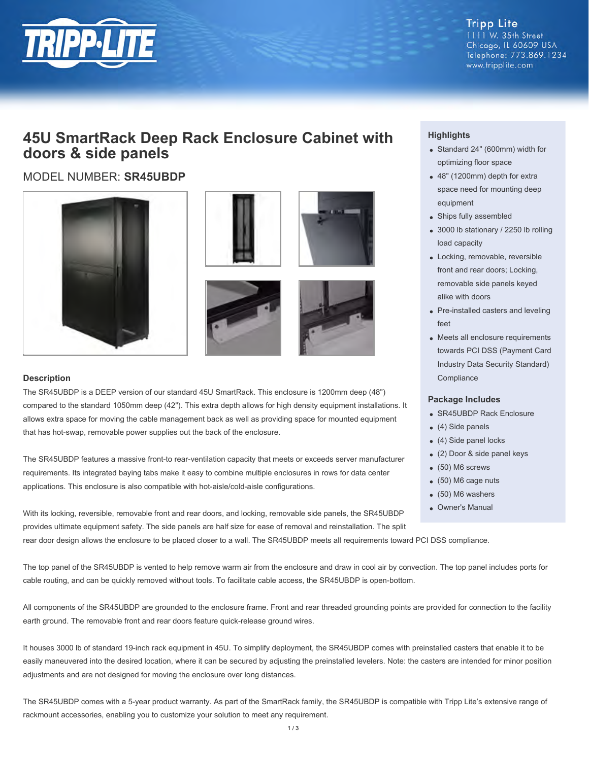# 45U SmartRack Deep Rack Enclosure Cabinet with doors & side panels

MODEL NUMBER: **SR45UBDP**

### Highlights

- Standard 24" (600mm) width for optimizing floor space
- 48" (1200mm) depth for extra space need for mounting deep equipment
- Ships fully assembled
- 3000 lb stationary / 2250 lb rolling load capacity
- Locking, removable, reversible front and rear doors; Locking, removable side panels keyed alike with doors
- Pre-installed casters and leveling feet
- Meets all enclosure requirements towards PCI DSS (Payment Card Industry Data Security Standard) Compliance

### Package Includes

- SR45UBDP Rack Enclosure
- (4) Side panels
- (4) Side panel locks
- (2) Door & side panel keys
- (50) M6 screws
- (50) M6 cage nuts
- (50) M6 washers
- Owner's Manual

### Description

The SR45UBDP is a DEEP version of our standard 45U SmartRack. This enclosure is 1200mm deep (48") compared to the standard 1050mm deep (42"). This extra depth allows for high density equipment installations. It allows extra space for moving the cable management back as well as providing space for mounted equipment that has hot-swap, removable power supplies out the back of the enclosure.

The SR45UBDP features a massive front-to rear-ventilation capacity that meets or exceeds server manufacturer requirements. Its integrated baying tabs make it easy to combine multiple enclosures in rows for data center applications. This enclosure is also compatible with hot-aisle/cold-aisle configurations.

With its locking, reversible, removable front and rear doors, and locking, removable side panels, the SR45UBDP provides ultimate equipment safety. The side panels are half size for ease of removal and reinstallation. The split rear door design allows the enclosure to be placed closer to a wall. The SR45UBDP meets all requirements toward PCI DSS compliance.

The top panel of the SR45UBDP is vented to help remove warm air from the enclosure and draw in cool air by convection. The top panel includes ports for cable routing, and can be quickly removed without tools. To facilitate cable access, the SR45UBDP is open-bottom.

All components of the SR45UBDP are grounded to the enclosure frame. Front and rear threaded grounding points are provided for connection to the facility earth ground. The removable front and rear doors feature quick-release ground wires.

It houses 3000 lb of standard 19-inch rack equipment in 45U. To simplify deployment, the SR45UBDP comes with preinstalled casters that enable it to be easily maneuvered into the desired location, where it can be secured by adjusting the preinstalled levelers. Note: the casters are intended for minor position adjustments and are not designed for moving the enclosure over long distances.

The SR45UBDP comes with a 5-year product warranty. As part of the SmartRack family, the SR45UBDP is compatible with Tripp Lite's extensive range of rackmount accessories, enabling you to customize your solution to meet any requirement.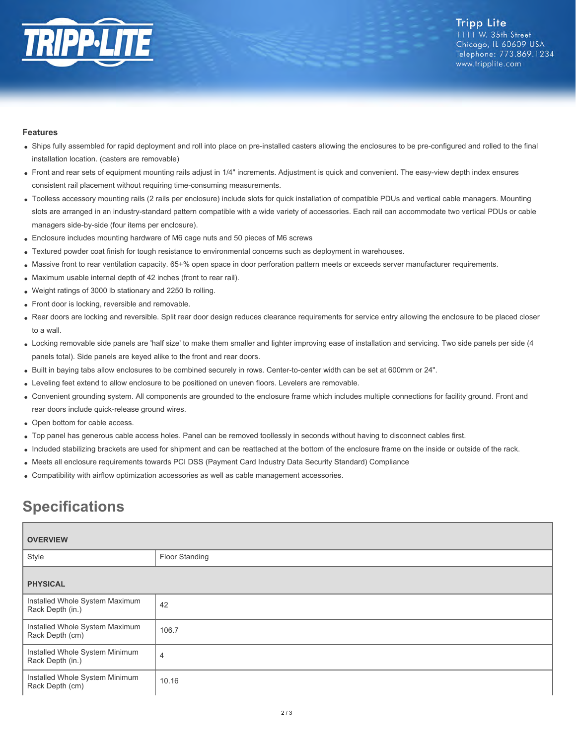### Features

- Ships fully assembled for rapid deployment and roll into place on pre-installed casters allowing the enclosures to be pre-configured and rolled to the final installation location. (casters are removable)
- Front and rear sets of equipment mounting rails adjust in 1/4" increments. Adjustment is quick and convenient. The easy-view depth index ensures consistent rail placement without requiring time-consuming measurements.
- Toolless accessory mounting rails (2 rails per enclosure) include slots for quick installation of compatible PDUs and vertical cable managers. Mounting slots are arranged in an industry-standard pattern compatible with a wide variety of accessories. Each rail can accommodate two vertical PDUs or cable managers side-by-side (four items per enclosure).
- Enclosure includes mounting hardware of M6 cage nuts and 50 pieces of M6 screws
- Textured powder coat finish for tough resistance to environmental concerns such as deployment in warehouses.
- Massive front to rear ventilation capacity. 65+% open space in door perforation pattern meets or exceeds server manufacturer requirements.
- Maximum usable internal depth of 42 inches (front to rear rail).
- Weight ratings of 3000 lb stationary and 2250 lb rolling.
- Front door is locking, reversible and removable.
- Rear doors are locking and reversible. Split rear door design reduces clearance requirements for service entry allowing the enclosure to be placed closer to a wall.
- Locking removable side panels are 'half size' to make them smaller and lighter improving ease of installation and servicing. Two side panels per side (4 panels total). Side panels are keyed alike to the front and rear doors.
- Built in baying tabs allow enclosures to be combined securely in rows. Center-to-center width can be set at 600mm or 24".
- Leveling feet extend to allow enclosure to be positioned on uneven floors. Levelers are removable.
- Convenient grounding system. All components are grounded to the enclosure frame which includes multiple connections for facility ground. Front and rear doors include quick-release ground wires.
- Open bottom for cable access.
- Top panel has generous cable access holes. Panel can be removed toollessly in seconds without having to disconnect cables first.
- Included stabilizing brackets are used for shipment and can be reattached at the bottom of the enclosure frame on the inside or outside of the rack.
- Meets all enclosure requirements towards PCI DSS (Payment Card Industry Data Security Standard) Compliance
- Compatibility with airflow optimization accessories as well as cable management accessories.

## Specifications

| OVERVIEW | |
|---|---|
| Style | Floor Standing |
| **PHYSICAL** | |
| Installed Whole System Maximum Rack Depth (in.) | 42 |
| Installed Whole System Maximum Rack Depth (cm) | 106.7 |
| Installed Whole System Minimum Rack Depth (in.) | 4 |
| Installed Whole System Minimum Rack Depth (cm) | 10.16 |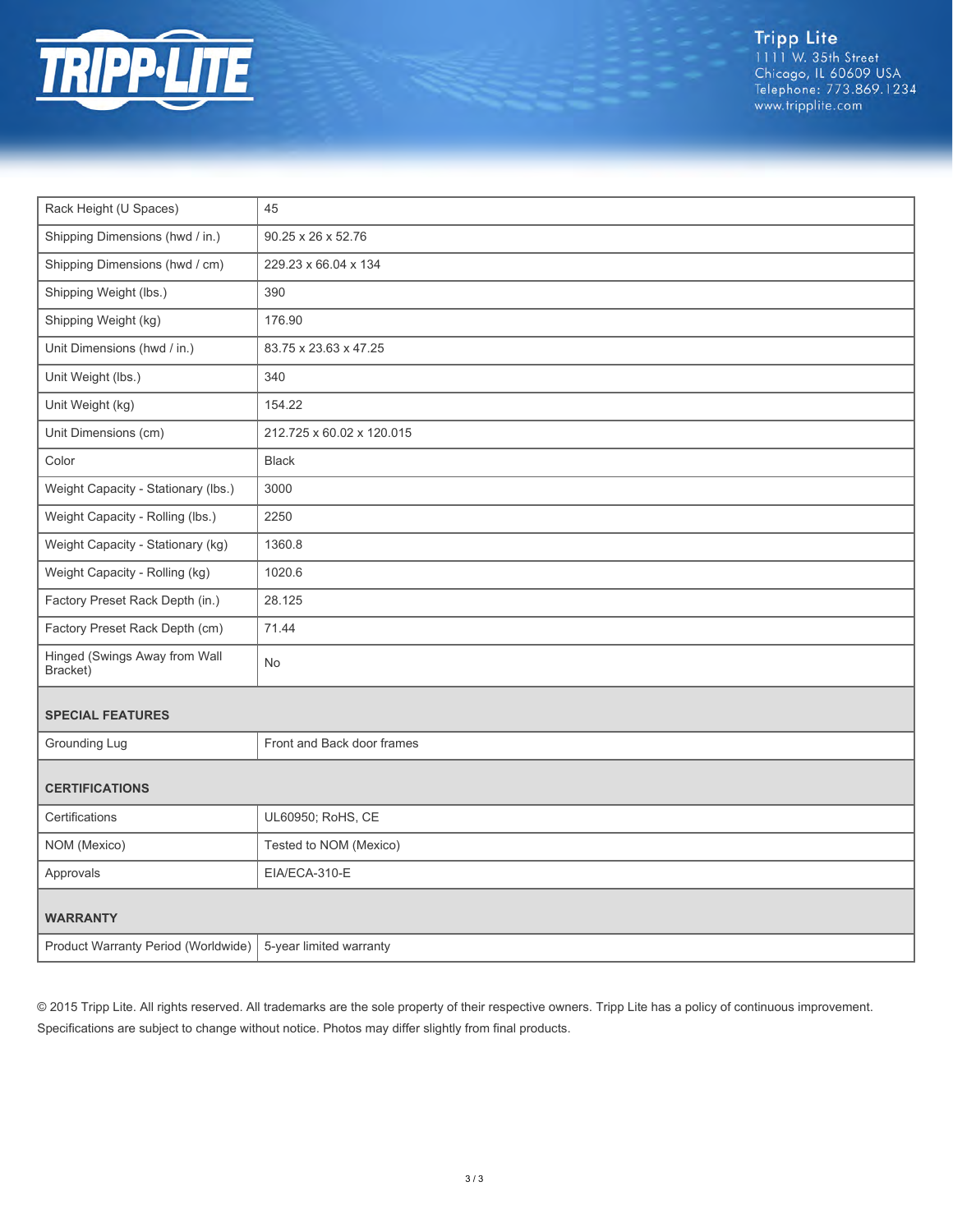| | |
|---|---|
| Rack Height (U Spaces) | 45 |
| Shipping Dimensions (hwd / in.) | 90.25 x 26 x 52.76 |
| Shipping Dimensions (hwd / cm) | 229.23 x 66.04 x 134 |
| Shipping Weight (lbs.) | 390 |
| Shipping Weight (kg) | 176.90 |
| Unit Dimensions (hwd / in.) | 83.75 x 23.63 x 47.25 |
| Unit Weight (lbs.) | 340 |
| Unit Weight (kg) | 154.22 |
| Unit Dimensions (cm) | 212.725 x 60.02 x 120.015 |
| Color | Black |
| Weight Capacity - Stationary (lbs.) | 3000 |
| Weight Capacity - Rolling (lbs.) | 2250 |
| Weight Capacity - Stationary (kg) | 1360.8 |
| Weight Capacity - Rolling (kg) | 1020.6 |
| Factory Preset Rack Depth (in.) | 28.125 |
| Factory Preset Rack Depth (cm) | 71.44 |
| Hinged (Swings Away from Wall Bracket) | No |
| **SPECIAL FEATURES** | |
| Grounding Lug | Front and Back door frames |
| **CERTIFICATIONS** | |
| Certifications | UL60950; RoHS, CE |
| NOM (Mexico) | Tested to NOM (Mexico) |
| Approvals | EIA/ECA-310-E |
| **WARRANTY** | |
| Product Warranty Period (Worldwide) | 5-year limited warranty |

© 2015 Tripp Lite. All rights reserved. All trademarks are the sole property of their respective owners. Tripp Lite has a policy of continuous improvement. Specifications are subject to change without notice. Photos may differ slightly from final products.